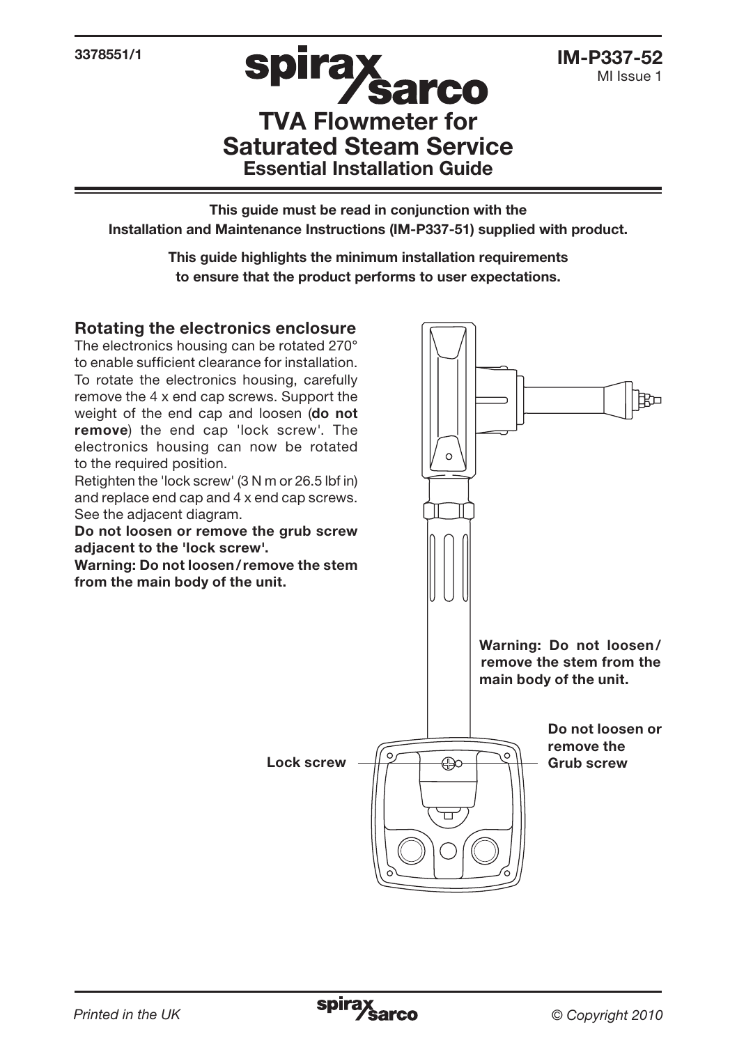3378551/1

**IM-P337-52**
MI Issue 1

# TVA Flowmeter for Saturated Steam Service

## Essential Installation Guide

**This guide must be read in conjunction with the Installation and Maintenance Instructions (IM-P337-51) supplied with product.**

**This guide highlights the minimum installation requirements to ensure that the product performs to user expectations.**

### Rotating the electronics enclosure

The electronics housing can be rotated 270° to enable sufficient clearance for installation. To rotate the electronics housing, carefully remove the 4 x end cap screws. Support the weight of the end cap and loosen (**do not remove**) the end cap 'lock screw'. The electronics housing can now be rotated to the required position.

Retighten the 'lock screw' (3 N m or 26.5 lbf in) and replace end cap and 4 x end cap screws. See the adjacent diagram.

**Do not loosen or remove the grub screw adjacent to the 'lock screw'.**

**Warning: Do not loosen/remove the stem from the main body of the unit.**

**Warning: Do not loosen/ remove the stem from the main body of the unit.**

Lock screw

**Do not loosen or remove the Grub screw**

*Printed in the UK*

*© Copyright 2010*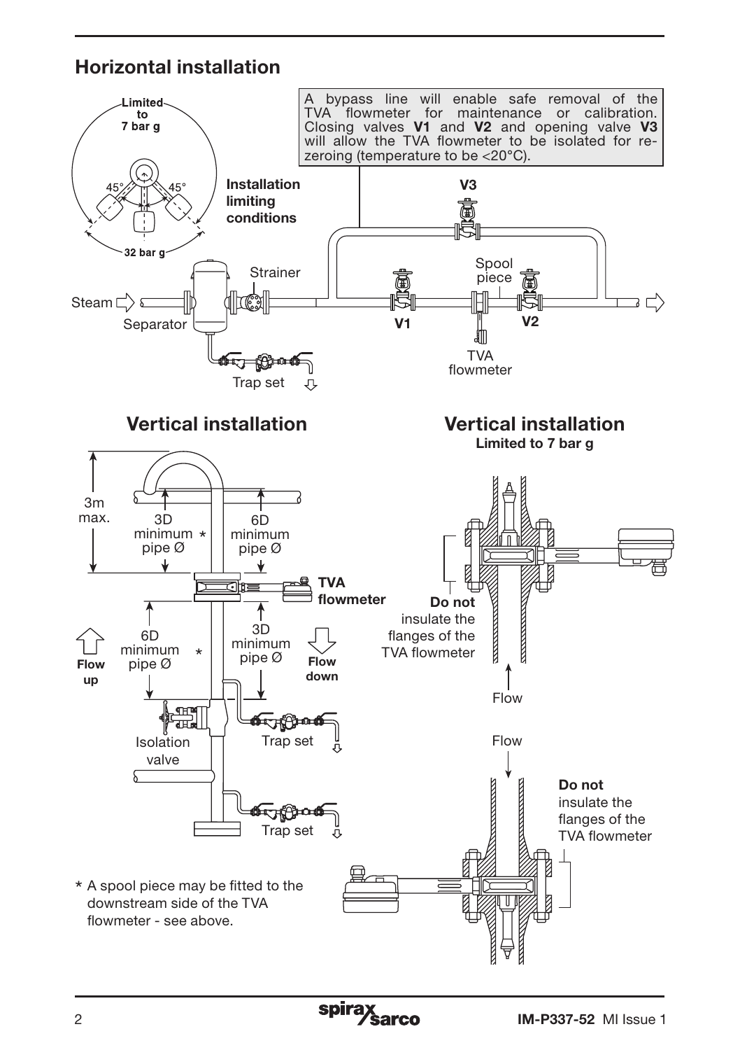## Horizontal installation

Limited to 7 bar g

45° 45°

32 bar g

**Installation limiting conditions**

A bypass line will enable safe removal of the TVA flowmeter for maintenance or calibration. Closing valves **V1** and **V2** and opening valve **V3** will allow the TVA flowmeter to be isolated for re-zeroing (temperature to be <20°C).

**V3**

Steam

Separator

Strainer

Trap set

**V1**

Spool piece

**V2**

TVA flowmeter

## Vertical installation

3m max.

3D minimum * pipe Ø

6D minimum pipe Ø

**TVA flowmeter**

6D minimum * pipe Ø

3D minimum pipe Ø

**Flow up**

**Flow down**

Isolation valve

Trap set

Trap set

\* A spool piece may be fitted to the downstream side of the TVA flowmeter - see above.

## Vertical installation

**Limited to 7 bar g**

**Do not** insulate the flanges of the TVA flowmeter

Flow

Flow

**Do not** insulate the flanges of the TVA flowmeter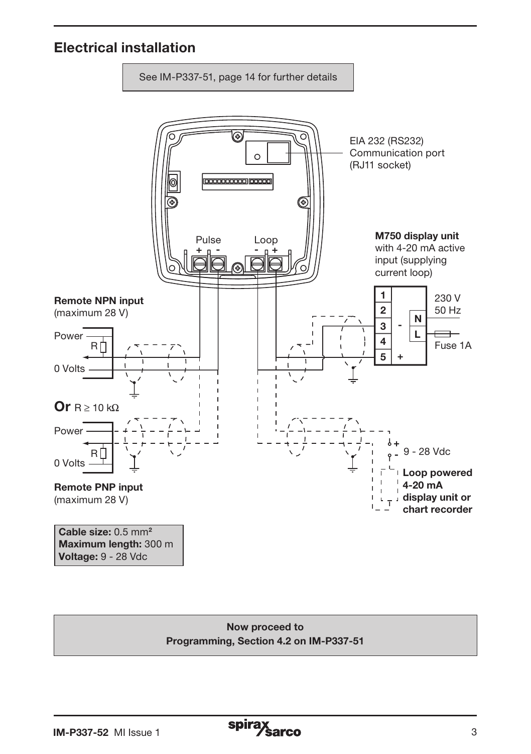## Electrical installation

See IM-P337-51, page 14 for further details

EIA 232 (RS232)
Communication port
(RJ11 socket)

Pulse
+ -

Loop
- +

**M750 display unit**
with 4-20 mA active input (supplying current loop)

1
2
3
4
5

-
+

N
L

230 V
50 Hz

Fuse 1A

**Remote NPN input**
(maximum 28 V)

Power
R
0 Volts

**Or** R ≥ 10 kΩ

Power
R
0 Volts

**Remote PNP input**
(maximum 28 V)

+
-
9 - 28 Vdc

**Loop powered 4-20 mA display unit or chart recorder**

**Cable size:** 0.5 mm²
**Maximum length:** 300 m
**Voltage:** 9 - 28 Vdc

**Now proceed to**
**Programming, Section 4.2 on IM-P337-51**